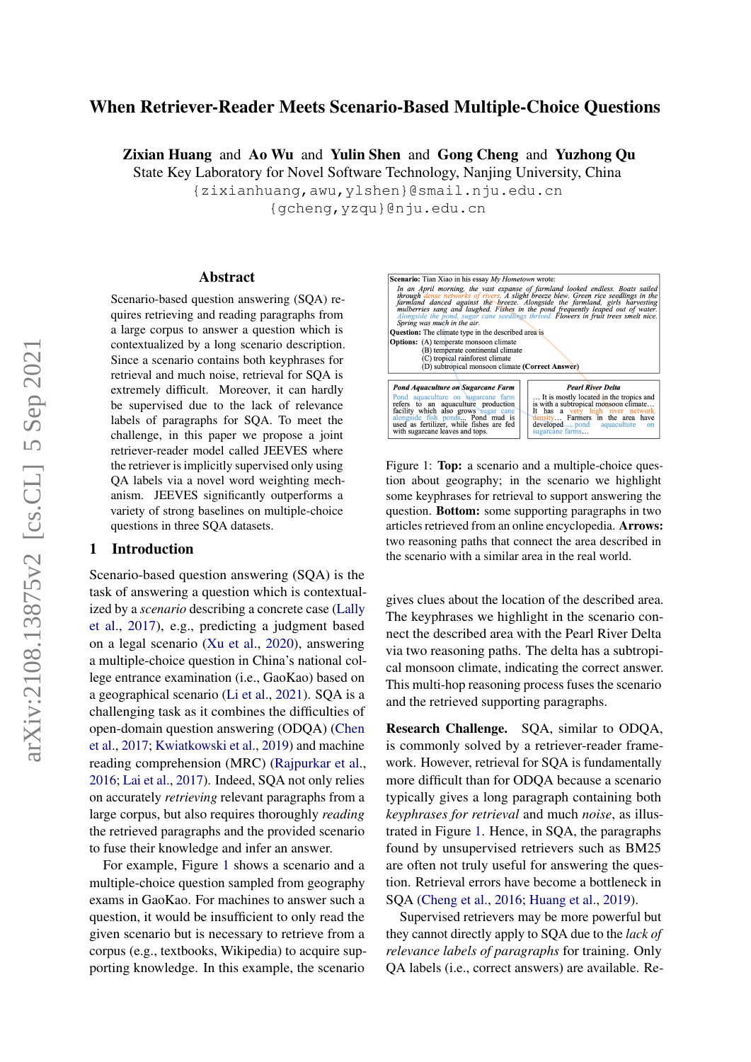# When Retriever-Reader Meets Scenario-Based Multiple-Choice Questions

**Zixian Huang** and **Ao Wu** and **Yulin Shen** and **Gong Cheng** and **Yuzhong Qu**
State Key Laboratory for Novel Software Technology, Nanjing University, China
{zixianhuang,awu,ylshen}@smail.nju.edu.cn
{gcheng,yzqu}@nju.edu.cn

## Abstract

Scenario-based question answering (SQA) requires retrieving and reading paragraphs from a large corpus to answer a question which is contextualized by a long scenario description. Since a scenario contains both keyphrases for retrieval and much noise, retrieval for SQA is extremely difficult. Moreover, it can hardly be supervised due to the lack of relevance labels of paragraphs for SQA. To meet the challenge, in this paper we propose a joint retriever-reader model called JEEVES where the retriever is implicitly supervised only using QA labels via a novel word weighting mechanism. JEEVES significantly outperforms a variety of strong baselines on multiple-choice questions in three SQA datasets.

## 1 Introduction

Scenario-based question answering (SQA) is the task of answering a question which is contextualized by a *scenario* describing a concrete case (Lally et al., 2017), e.g., predicting a judgment based on a legal scenario (Xu et al., 2020), answering a multiple-choice question in China's national college entrance examination (i.e., GaoKao) based on a geographical scenario (Li et al., 2021). SQA is a challenging task as it combines the difficulties of open-domain question answering (ODQA) (Chen et al., 2017; Kwiatkowski et al., 2019) and machine reading comprehension (MRC) (Rajpurkar et al., 2016; Lai et al., 2017). Indeed, SQA not only relies on accurately *retrieving* relevant paragraphs from a large corpus, but also requires thoroughly *reading* the retrieved paragraphs and the provided scenario to fuse their knowledge and infer an answer.

For example, Figure 1 shows a scenario and a multiple-choice question sampled from geography exams in GaoKao. For machines to answer such a question, it would be insufficient to only read the given scenario but is necessary to retrieve from a corpus (e.g., textbooks, Wikipedia) to acquire supporting knowledge. In this example, the scenario gives clues about the location of the described area. The keyphrases we highlight in the scenario connect the described area with the Pearl River Delta via two reasoning paths. The delta has a subtropical monsoon climate, indicating the correct answer. This multi-hop reasoning process fuses the scenario and the retrieved supporting paragraphs.

**Scenario:** Tian Xiao in his essay *My Hometown* wrote:
*In an April morning, the vast expanse of farmland looked endless. Boats sailed through dense networks of rivers. A slight breeze blew. Green rice seedlings in the farmland danced against the breeze. Alongside the farmland, girls harvesting mulberries sang and laughed. Fishes in the pond frequently leaped out of water. Alongside the pond, sugar cane seedlings thrived. Flowers in fruit trees smelt nice. Spring was much in the air.*
**Question:** The climate type in the described area is
**Options:** (A) temperate monsoon climate
(B) temperate continental climate
(C) tropical rainforest climate
(D) subtropical monsoon climate **(Correct Answer)**

***Pond Aquaculture on Sugarcane Farm***
Pond aquaculture on sugarcane farm refers to an aquaculture production facility which also grows sugar cane alongside fish ponds... Pond mud is used as fertilizer, while fishes are fed with sugarcane leaves and tops.

***Pearl River Delta***
... It is mostly located in the tropics and is with a subtropical monsoon climate... It has a very high river network density... Farmers in the area have developed pond aquaculture on sugarcane farms...

Figure 1: **Top:** a scenario and a multiple-choice question about geography; in the scenario we highlight some keyphrases for retrieval to support answering the question. **Bottom:** some supporting paragraphs in two articles retrieved from an online encyclopedia. **Arrows:** two reasoning paths that connect the area described in the scenario with a similar area in the real world.

**Research Challenge.** SQA, similar to ODQA, is commonly solved by a retriever-reader framework. However, retrieval for SQA is fundamentally more difficult than for ODQA because a scenario typically gives a long paragraph containing both *keyphrases for retrieval* and much *noise*, as illustrated in Figure 1. Hence, in SQA, the paragraphs found by unsupervised retrievers such as BM25 are often not truly useful for answering the question. Retrieval errors have become a bottleneck in SQA (Cheng et al., 2016; Huang et al., 2019).

Supervised retrievers may be more powerful but they cannot directly apply to SQA due to the *lack of relevance labels of paragraphs* for training. Only QA labels (i.e., correct answers) are available. Re-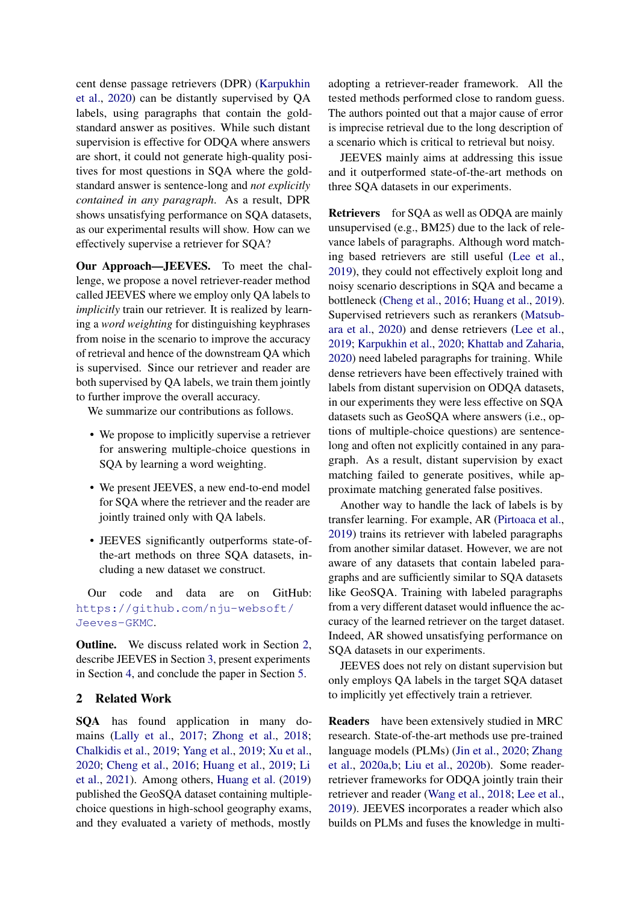cent dense passage retrievers (DPR) (Karpukhin et al., 2020) can be distantly supervised by QA labels, using paragraphs that contain the gold-standard answer as positives. While such distant supervision is effective for ODQA where answers are short, it could not generate high-quality positives for most questions in SQA where the gold-standard answer is sentence-long and *not explicitly contained in any paragraph*. As a result, DPR shows unsatisfying performance on SQA datasets, as our experimental results will show. How can we effectively supervise a retriever for SQA?

**Our Approach—JEEVES.** To meet the challenge, we propose a novel retriever-reader method called JEEVES where we employ only QA labels to *implicitly* train our retriever. It is realized by learning a *word weighting* for distinguishing keyphrases from noise in the scenario to improve the accuracy of retrieval and hence of the downstream QA which is supervised. Since our retriever and reader are both supervised by QA labels, we train them jointly to further improve the overall accuracy.

We summarize our contributions as follows.

- We propose to implicitly supervise a retriever for answering multiple-choice questions in SQA by learning a word weighting.
- We present JEEVES, a new end-to-end model for SQA where the retriever and the reader are jointly trained only with QA labels.
- JEEVES significantly outperforms state-of-the-art methods on three SQA datasets, including a new dataset we construct.

Our code and data are on GitHub: https://github.com/nju-websoft/Jeeves-GKMC.

**Outline.** We discuss related work in Section 2, describe JEEVES in Section 3, present experiments in Section 4, and conclude the paper in Section 5.

## 2 Related Work

**SQA** has found application in many domains (Lally et al., 2017; Zhong et al., 2018; Chalkidis et al., 2019; Yang et al., 2019; Xu et al., 2020; Cheng et al., 2016; Huang et al., 2019; Li et al., 2021). Among others, Huang et al. (2019) published the GeoSQA dataset containing multiple-choice questions in high-school geography exams, and they evaluated a variety of methods, mostly adopting a retriever-reader framework. All the tested methods performed close to random guess. The authors pointed out that a major cause of error is imprecise retrieval due to the long description of a scenario which is critical to retrieval but noisy.

JEEVES mainly aims at addressing this issue and it outperformed state-of-the-art methods on three SQA datasets in our experiments.

**Retrievers** for SQA as well as ODQA are mainly unsupervised (e.g., BM25) due to the lack of relevance labels of paragraphs. Although word matching based retrievers are still useful (Lee et al., 2019), they could not effectively exploit long and noisy scenario descriptions in SQA and became a bottleneck (Cheng et al., 2016; Huang et al., 2019). Supervised retrievers such as rerankers (Matsubara et al., 2020) and dense retrievers (Lee et al., 2019; Karpukhin et al., 2020; Khattab and Zaharia, 2020) need labeled paragraphs for training. While dense retrievers have been effectively trained with labels from distant supervision on ODQA datasets, in our experiments they were less effective on SQA datasets such as GeoSQA where answers (i.e., options of multiple-choice questions) are sentence-long and often not explicitly contained in any paragraph. As a result, distant supervision by exact matching failed to generate positives, while approximate matching generated false positives.

Another way to handle the lack of labels is by transfer learning. For example, AR (Pirtoaca et al., 2019) trains its retriever with labeled paragraphs from another similar dataset. However, we are not aware of any datasets that contain labeled paragraphs and are sufficiently similar to SQA datasets like GeoSQA. Training with labeled paragraphs from a very different dataset would influence the accuracy of the learned retriever on the target dataset. Indeed, AR showed unsatisfying performance on SQA datasets in our experiments.

JEEVES does not rely on distant supervision but only employs QA labels in the target SQA dataset to implicitly yet effectively train a retriever.

**Readers** have been extensively studied in MRC research. State-of-the-art methods use pre-trained language models (PLMs) (Jin et al., 2020; Zhang et al., 2020a,b; Liu et al., 2020b). Some reader-retriever frameworks for ODQA jointly train their retriever and reader (Wang et al., 2018; Lee et al., 2019). JEEVES incorporates a reader which also builds on PLMs and fuses the knowledge in multi-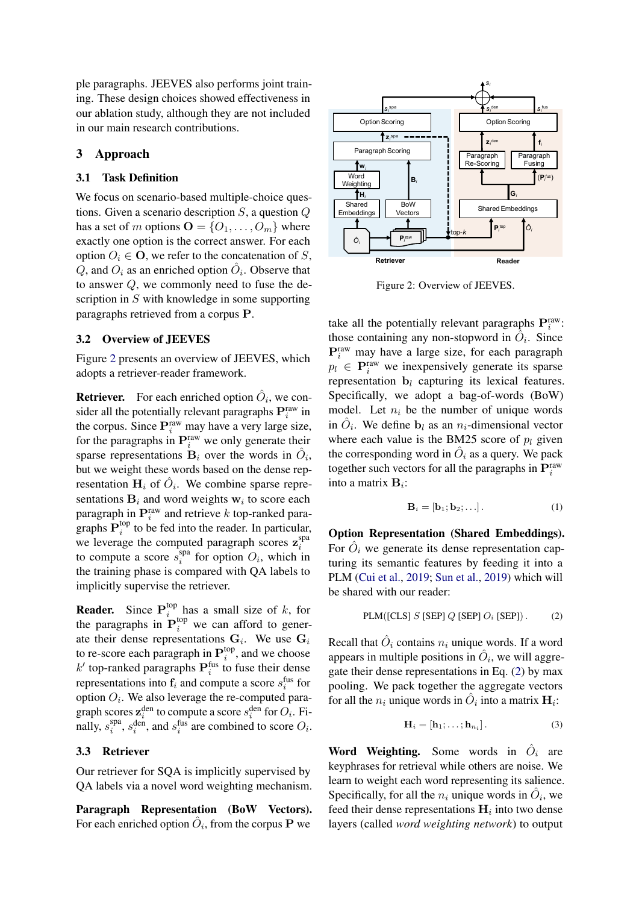ple paragraphs. JEEVES also performs joint training. These design choices showed effectiveness in our ablation study, although they are not included in our main research contributions.

## 3 Approach

### 3.1 Task Definition

We focus on scenario-based multiple-choice questions. Given a scenario description $S$, a question $Q$ has a set of $m$ options $\mathbf{O} = \{O_1, \ldots, O_m\}$ where exactly one option is the correct answer. For each option $O_i \in \mathbf{O}$, we refer to the concatenation of $S$, $Q$, and $O_i$ as an enriched option $\hat{O}_i$. Observe that to answer $Q$, we commonly need to fuse the description in $S$ with knowledge in some supporting paragraphs retrieved from a corpus $\mathbf{P}$.

### 3.2 Overview of JEEVES

Figure 2 presents an overview of JEEVES, which adopts a retriever-reader framework.

**Retriever.** For each enriched option $\hat{O}_i$, we consider all the potentially relevant paragraphs $\mathbf{P}_i^{\text{raw}}$ in the corpus. Since $\mathbf{P}_i^{\text{raw}}$ may have a very large size, for the paragraphs in $\mathbf{P}_i^{\text{raw}}$ we only generate their sparse representations $\mathbf{B}_i$ over the words in $\hat{O}_i$, but we weight these words based on the dense representation $\mathbf{H}_i$ of $\hat{O}_i$. We combine sparse representations $\mathbf{B}_i$ and word weights $\mathbf{w}_i$ to score each paragraph in $\mathbf{P}_i^{\text{raw}}$ and retrieve $k$ top-ranked paragraphs $\mathbf{P}_i^{\text{top}}$ to be fed into the reader. In particular, we leverage the computed paragraph scores $\mathbf{z}_i^{\text{spa}}$ to compute a score $s_i^{\text{spa}}$ for option $O_i$, which in the training phase is compared with QA labels to implicitly supervise the retriever.

**Reader.** Since $\mathbf{P}_i^{\text{top}}$ has a small size of $k$, for the paragraphs in $\mathbf{P}_i^{\text{top}}$ we can afford to generate their dense representations $\mathbf{G}_i$. We use $\mathbf{G}_i$ to re-score each paragraph in $\mathbf{P}_i^{\text{top}}$, and we choose $k'$ top-ranked paragraphs $\mathbf{P}_i^{\text{fus}}$ to fuse their dense representations into $\mathbf{f}_i$ and compute a score $s_i^{\text{fus}}$ for option $O_i$. We also leverage the re-computed paragraph scores $\mathbf{z}_i^{\text{den}}$ to compute a score $s_i^{\text{den}}$ for $O_i$. Finally, $s_i^{\text{spa}}$, $s_i^{\text{den}}$, and $s_i^{\text{fus}}$ are combined to score $O_i$.

### 3.3 Retriever

Our retriever for SQA is implicitly supervised by QA labels via a novel word weighting mechanism.

**Paragraph Representation (BoW Vectors).** For each enriched option $\hat{O}_i$, from the corpus $\mathbf{P}$ we take all the potentially relevant paragraphs $\mathbf{P}_i^{\text{raw}}$: those containing any non-stopword in $\hat{O}_i$. Since $\mathbf{P}_i^{\text{raw}}$ may have a large size, for each paragraph $p_l \in \mathbf{P}_i^{\text{raw}}$ we inexpensively generate its sparse representation $\mathbf{b}_l$ capturing its lexical features. Specifically, we adopt a bag-of-words (BoW) model. Let $n_i$ be the number of unique words in $\hat{O}_i$. We define $\mathbf{b}_l$ as an $n_i$-dimensional vector where each value is the BM25 score of $p_l$ given the corresponding word in $\hat{O}_i$ as a query. We pack together such vectors for all the paragraphs in $\mathbf{P}_i^{\text{raw}}$ into a matrix $\mathbf{B}_i$:

$$\mathbf{B}_i = [\mathbf{b}_1; \mathbf{b}_2; \ldots] \,. \tag{1}$$

Figure 2: Overview of JEEVES.

**Option Representation (Shared Embeddings).** For $\hat{O}_i$ we generate its dense representation capturing its semantic features by feeding it into a PLM (Cui et al., 2019; Sun et al., 2019) which will be shared with our reader:

$$\text{PLM}([\text{CLS}]\ S\ [\text{SEP}]\ Q\ [\text{SEP}]\ O_i\ [\text{SEP}]) \,. \tag{2}$$

Recall that $\hat{O}_i$ contains $n_i$ unique words. If a word appears in multiple positions in $\hat{O}_i$, we will aggregate their dense representations in Eq. (2) by max pooling. We pack together the aggregate vectors for all the $n_i$ unique words in $\hat{O}_i$ into a matrix $\mathbf{H}_i$:

$$\mathbf{H}_i = [\mathbf{h}_1; \ldots; \mathbf{h}_{n_i}] \,. \tag{3}$$

**Word Weighting.** Some words in $\hat{O}_i$ are keyphrases for retrieval while others are noise. We learn to weight each word representing its salience. Specifically, for all the $n_i$ unique words in $\hat{O}_i$, we feed their dense representations $\mathbf{H}_i$ into two dense layers (called *word weighting network*) to output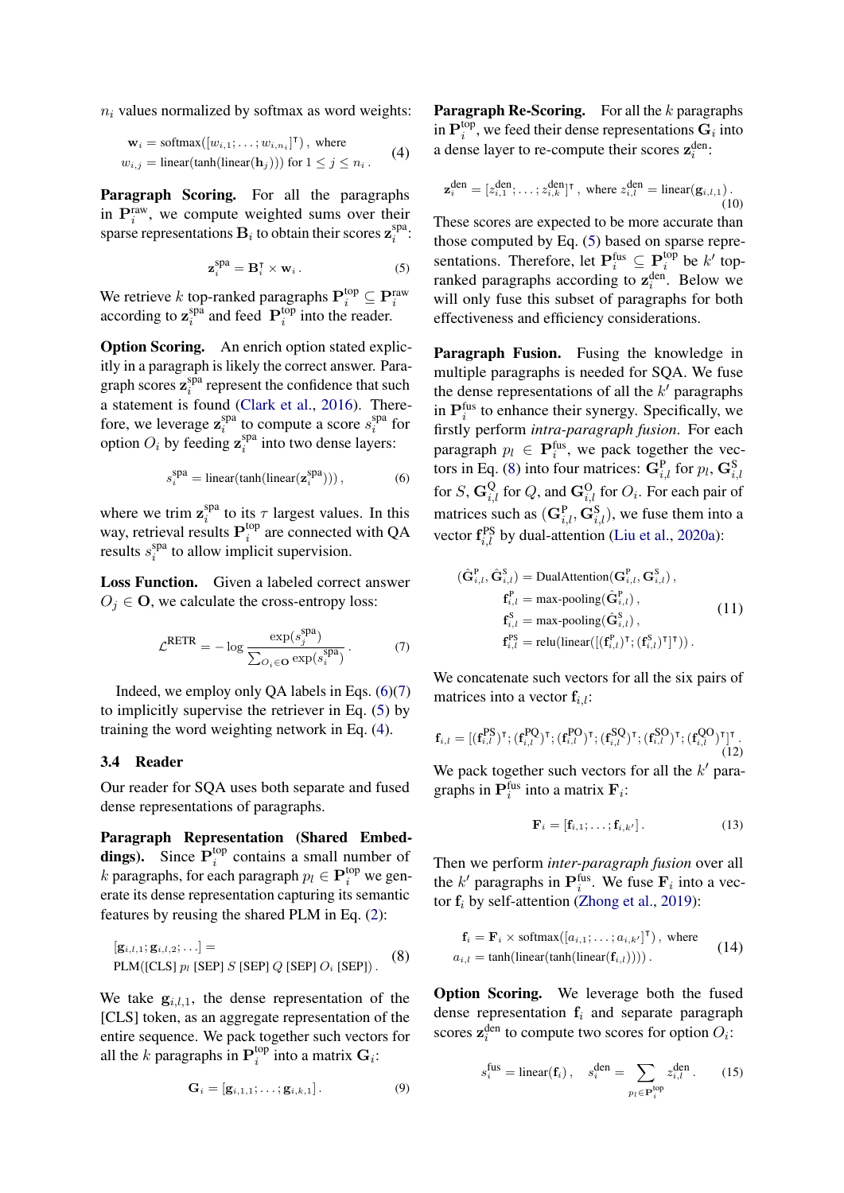$n_i$ values normalized by softmax as word weights:

$$\mathbf{w}_i = \text{softmax}([w_{i,1}; \ldots; w_{i,n_i}]^\intercal), \text{ where} \\ w_{i,j} = \text{linear}(\tanh(\text{linear}(\mathbf{h}_j))) \text{ for } 1 \leq j \leq n_i . \tag{4}$$

**Paragraph Scoring.** For all the paragraphs in $\mathbf{P}_i^{\text{raw}}$, we compute weighted sums over their sparse representations $\mathbf{B}_i$ to obtain their scores $\mathbf{z}_i^{\text{spa}}$:

$$\mathbf{z}_i^{\text{spa}} = \mathbf{B}_i^\intercal \times \mathbf{w}_i . \tag{5}$$

We retrieve $k$ top-ranked paragraphs $\mathbf{P}_i^{\text{top}} \subseteq \mathbf{P}_i^{\text{raw}}$ according to $\mathbf{z}_i^{\text{spa}}$ and feed $\mathbf{P}_i^{\text{top}}$ into the reader.

**Option Scoring.** An enrich option stated explicitly in a paragraph is likely the correct answer. Paragraph scores $\mathbf{z}_i^{\text{spa}}$ represent the confidence that such a statement is found (Clark et al., 2016). Therefore, we leverage $\mathbf{z}_i^{\text{spa}}$ to compute a score $s_i^{\text{spa}}$ for option $O_i$ by feeding $\mathbf{z}_i^{\text{spa}}$ into two dense layers:

$$s_i^{\text{spa}} = \text{linear}(\tanh(\text{linear}(\mathbf{z}_i^{\text{spa}}))) , \tag{6}$$

where we trim $\mathbf{z}_i^{\text{spa}}$ to its $\tau$ largest values. In this way, retrieval results $\mathbf{P}_i^{\text{top}}$ are connected with QA results $s_i^{\text{spa}}$ to allow implicit supervision.

**Loss Function.** Given a labeled correct answer $O_j \in \mathbf{O}$, we calculate the cross-entropy loss:

$$\mathcal{L}^{\text{RETR}} = -\log \frac{\exp(s_j^{\text{spa}})}{\sum_{O_i \in \mathbf{O}} \exp(s_i^{\text{spa}})} . \tag{7}$$

Indeed, we employ only QA labels in Eqs. (6)(7) to implicitly supervise the retriever in Eq. (5) by training the word weighting network in Eq. (4).

### 3.4 Reader

Our reader for SQA uses both separate and fused dense representations of paragraphs.

**Paragraph Representation (Shared Embeddings).** Since $\mathbf{P}_i^{\text{top}}$ contains a small number of $k$ paragraphs, for each paragraph $p_l \in \mathbf{P}_i^{\text{top}}$ we generate its dense representation capturing its semantic features by reusing the shared PLM in Eq. (2):

$$[\mathbf{g}_{i,l,1}; \mathbf{g}_{i,l,2}; \ldots] = \\ \text{PLM}(\text{[CLS]}\ p_l\ \text{[SEP]}\ S\ \text{[SEP]}\ Q\ \text{[SEP]}\ O_i\ \text{[SEP]}) . \tag{8}$$

We take $\mathbf{g}_{i,l,1}$, the dense representation of the [CLS] token, as an aggregate representation of the entire sequence. We pack together such vectors for all the $k$ paragraphs in $\mathbf{P}_i^{\text{top}}$ into a matrix $\mathbf{G}_i$:

$$\mathbf{G}_i = [\mathbf{g}_{i,1,1}; \ldots; \mathbf{g}_{i,k,1}] . \tag{9}$$

**Paragraph Re-Scoring.** For all the $k$ paragraphs in $\mathbf{P}_i^{\text{top}}$, we feed their dense representations $\mathbf{G}_i$ into a dense layer to re-compute their scores $\mathbf{z}_i^{\text{den}}$:

$$\mathbf{z}_i^{\text{den}} = [z_{i,1}^{\text{den}}; \ldots; z_{i,k}^{\text{den}}]^\intercal, \text{ where } z_{i,l}^{\text{den}} = \text{linear}(\mathbf{g}_{i,l,1}) . \tag{10}$$

These scores are expected to be more accurate than those computed by Eq. (5) based on sparse representations. Therefore, let $\mathbf{P}_i^{\text{fus}} \subseteq \mathbf{P}_i^{\text{top}}$ be $k'$ top-ranked paragraphs according to $\mathbf{z}_i^{\text{den}}$. Below we will only fuse this subset of paragraphs for both effectiveness and efficiency considerations.

**Paragraph Fusion.** Fusing the knowledge in multiple paragraphs is needed for SQA. We fuse the dense representations of all the $k'$ paragraphs in $\mathbf{P}_i^{\text{fus}}$ to enhance their synergy. Specifically, we firstly perform *intra-paragraph fusion*. For each paragraph $p_l \in \mathbf{P}_i^{\text{fus}}$, we pack together the vectors in Eq. (8) into four matrices: $\mathbf{G}_{i,l}^{\text{P}}$ for $p_l$, $\mathbf{G}_{i,l}^{\text{S}}$ for $S$, $\mathbf{G}_{i,l}^{\text{Q}}$ for $Q$, and $\mathbf{G}_{i,l}^{\text{O}}$ for $O_i$. For each pair of matrices such as $(\mathbf{G}_{i,l}^{\text{P}}, \mathbf{G}_{i,l}^{\text{S}})$, we fuse them into a vector $\mathbf{f}_{i,l}^{\text{PS}}$ by dual-attention (Liu et al., 2020a):

$$\begin{aligned} (\hat{\mathbf{G}}_{i,l}^{\text{P}}, \hat{\mathbf{G}}_{i,l}^{\text{S}}) &= \text{DualAttention}(\mathbf{G}_{i,l}^{\text{P}}, \mathbf{G}_{i,l}^{\text{S}}) , \\ \mathbf{f}_{i,l}^{\text{P}} &= \text{max-pooling}(\hat{\mathbf{G}}_{i,l}^{\text{P}}) , \\ \mathbf{f}_{i,l}^{\text{S}} &= \text{max-pooling}(\hat{\mathbf{G}}_{i,l}^{\text{S}}) , \\ \mathbf{f}_{i,l}^{\text{PS}} &= \text{relu}(\text{linear}([(\mathbf{f}_{i,l}^{\text{P}})^\intercal; (\mathbf{f}_{i,l}^{\text{S}})^\intercal]^\intercal)) . \end{aligned} \tag{11}$$

We concatenate such vectors for all the six pairs of matrices into a vector $\mathbf{f}_{i,l}$:

$$\mathbf{f}_{i,l} = [(\mathbf{f}_{i,l}^{\text{PS}})^\intercal; (\mathbf{f}_{i,l}^{\text{PQ}})^\intercal; (\mathbf{f}_{i,l}^{\text{PO}})^\intercal; (\mathbf{f}_{i,l}^{\text{SQ}})^\intercal; (\mathbf{f}_{i,l}^{\text{SO}})^\intercal; (\mathbf{f}_{i,l}^{\text{QO}})^\intercal]^\intercal . \tag{12}$$

We pack together such vectors for all the $k'$ paragraphs in $\mathbf{P}_i^{\text{fus}}$ into a matrix $\mathbf{F}_i$:

$$\mathbf{F}_i = [\mathbf{f}_{i,1}; \ldots; \mathbf{f}_{i,k'}] . \tag{13}$$

Then we perform *inter-paragraph fusion* over all the $k'$ paragraphs in $\mathbf{P}_i^{\text{fus}}$. We fuse $\mathbf{F}_i$ into a vector $\mathbf{f}_i$ by self-attention (Zhong et al., 2019):

$$\mathbf{f}_i = \mathbf{F}_i \times \text{softmax}([a_{i,1}; \ldots; a_{i,k'}]^\intercal), \text{ where} \\ a_{i,l} = \tanh(\text{linear}(\tanh(\text{linear}(\mathbf{f}_{i,l})))) . \tag{14}$$

**Option Scoring.** We leverage both the fused dense representation $\mathbf{f}_i$ and separate paragraph scores $\mathbf{z}_i^{\text{den}}$ to compute two scores for option $O_i$:

$$s_i^{\text{fus}} = \text{linear}(\mathbf{f}_i) , \quad s_i^{\text{den}} = \sum_{p_l \in \mathbf{P}_i^{\text{top}}} z_{i,l}^{\text{den}} . \tag{15}$$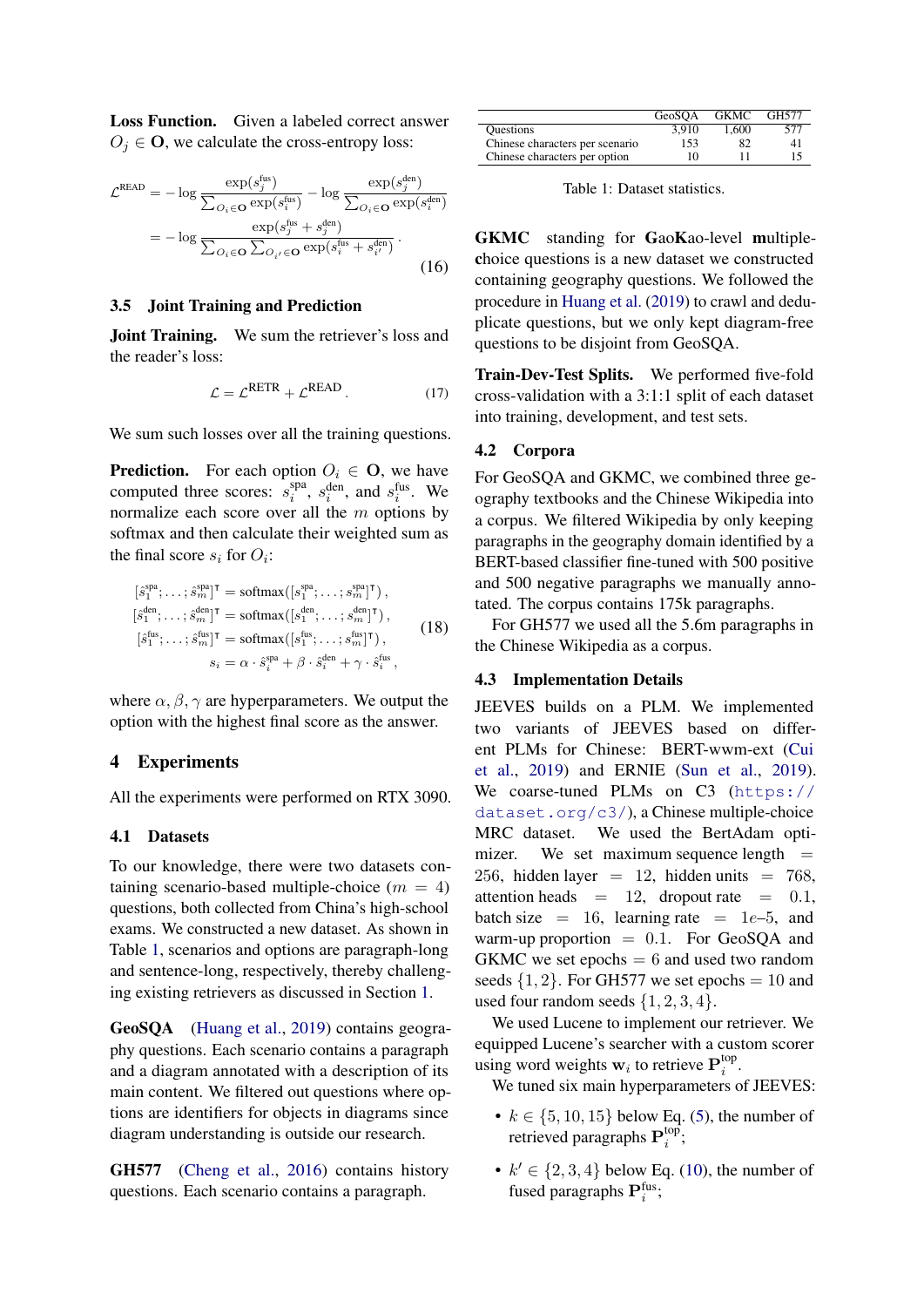**Loss Function.** Given a labeled correct answer $O_j \in \mathbf{O}$, we calculate the cross-entropy loss:

$$
\begin{aligned}
\mathcal{L}^{\text{READ}} &= -\log \frac{\exp(s_j^{\text{fus}})}{\sum_{O_i \in \mathbf{O}} \exp(s_i^{\text{fus}})} - \log \frac{\exp(s_j^{\text{den}})}{\sum_{O_i \in \mathbf{O}} \exp(s_i^{\text{den}})} \\
&= -\log \frac{\exp(s_j^{\text{fus}} + s_j^{\text{den}})}{\sum_{O_i \in \mathbf{O}} \sum_{O_{i'} \in \mathbf{O}} \exp(s_i^{\text{fus}} + s_{i'}^{\text{den}})} \,.
\end{aligned} \tag{16}
$$

### 3.5 Joint Training and Prediction

**Joint Training.** We sum the retriever's loss and the reader's loss:

$$
\mathcal{L} = \mathcal{L}^{\text{RETR}} + \mathcal{L}^{\text{READ}} \,. \tag{17}
$$

We sum such losses over all the training questions.

**Prediction.** For each option $O_i \in \mathbf{O}$, we have computed three scores: $s_i^{\text{spa}}$, $s_i^{\text{den}}$, and $s_i^{\text{fus}}$. We normalize each score over all the $m$ options by softmax and then calculate their weighted sum as the final score $s_i$ for $O_i$:

$$
\begin{aligned}
[\hat{s}_1^{\text{spa}}; \ldots; \hat{s}_m^{\text{spa}}]^\intercal &= \text{softmax}([s_1^{\text{spa}}; \ldots; s_m^{\text{spa}}]^\intercal) \,, \\
[\hat{s}_1^{\text{den}}; \ldots; \hat{s}_m^{\text{den}}]^\intercal &= \text{softmax}([s_1^{\text{den}}; \ldots; s_m^{\text{den}}]^\intercal) \,, \\
[\hat{s}_1^{\text{fus}}; \ldots; \hat{s}_m^{\text{fus}}]^\intercal &= \text{softmax}([s_1^{\text{fus}}; \ldots; s_m^{\text{fus}}]^\intercal) \,, \\
s_i &= \alpha \cdot \hat{s}_i^{\text{spa}} + \beta \cdot \hat{s}_i^{\text{den}} + \gamma \cdot \hat{s}_i^{\text{fus}} \,,
\end{aligned} \tag{18}
$$

where $\alpha, \beta, \gamma$ are hyperparameters. We output the option with the highest final score as the answer.

## 4 Experiments

All the experiments were performed on RTX 3090.

### 4.1 Datasets

To our knowledge, there were two datasets containing scenario-based multiple-choice ($m = 4$) questions, both collected from China's high-school exams. We constructed a new dataset. As shown in Table 1, scenarios and options are paragraph-long and sentence-long, respectively, thereby challenging existing retrievers as discussed in Section 1.

**GeoSQA** (Huang et al., 2019) contains geography questions. Each scenario contains a paragraph and a diagram annotated with a description of its main content. We filtered out questions where options are identifiers for objects in diagrams since diagram understanding is outside our research.

**GH577** (Cheng et al., 2016) contains history questions. Each scenario contains a paragraph.

| | GeoSQA | GKMC | GH577 |
|---|---|---|---|
| Questions | 3,910 | 1,600 | 577 |
| Chinese characters per scenario | 153 | 82 | 41 |
| Chinese characters per option | 10 | 11 | 15 |

Table 1: Dataset statistics.

**GKMC** standing for **G**ao**K**ao-level **m**ultiple-**c**hoice questions is a new dataset we constructed containing geography questions. We followed the procedure in Huang et al. (2019) to crawl and deduplicate questions, but we only kept diagram-free questions to be disjoint from GeoSQA.

**Train-Dev-Test Splits.** We performed five-fold cross-validation with a 3:1:1 split of each dataset into training, development, and test sets.

### 4.2 Corpora

For GeoSQA and GKMC, we combined three geography textbooks and the Chinese Wikipedia into a corpus. We filtered Wikipedia by only keeping paragraphs in the geography domain identified by a BERT-based classifier fine-tuned with 500 positive and 500 negative paragraphs we manually annotated. The corpus contains 175k paragraphs.

For GH577 we used all the 5.6m paragraphs in the Chinese Wikipedia as a corpus.

### 4.3 Implementation Details

JEEVES builds on a PLM. We implemented two variants of JEEVES based on different PLMs for Chinese: BERT-wwm-ext (Cui et al., 2019) and ERNIE (Sun et al., 2019). We coarse-tuned PLMs on C3 (https://dataset.org/c3/), a Chinese multiple-choice MRC dataset. We used the BertAdam optimizer. We set maximum sequence length $=$ 256, hidden layer $=$ 12, hidden units $=$ 768, attention heads $=$ 12, dropout rate $=$ 0.1, batch size $=$ 16, learning rate $=$ $1e$–5, and warm-up proportion $=$ 0.1. For GeoSQA and GKMC we set epochs $=$ 6 and used two random seeds $\{1, 2\}$. For GH577 we set epochs $=$ 10 and used four random seeds $\{1, 2, 3, 4\}$.

We used Lucene to implement our retriever. We equipped Lucene's searcher with a custom scorer using word weights $\mathbf{w}_i$ to retrieve $\mathbf{P}_i^{\text{top}}$.

We tuned six main hyperparameters of JEEVES:

- $k \in \{5, 10, 15\}$ below Eq. (5), the number of retrieved paragraphs $\mathbf{P}_i^{\text{top}}$;
- $k' \in \{2, 3, 4\}$ below Eq. (10), the number of fused paragraphs $\mathbf{P}_i^{\text{fus}}$;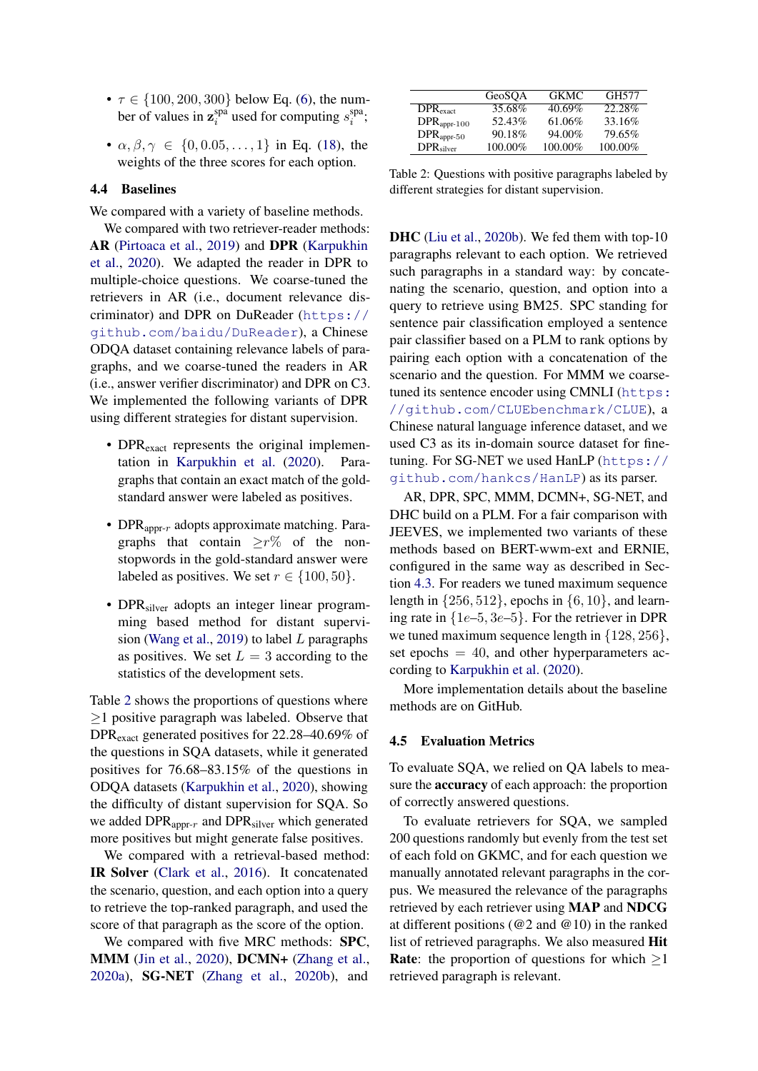- $\tau \in \{100, 200, 300\}$ below Eq. (6), the number of values in $\mathbf{z}_i^{\text{spa}}$ used for computing $s_i^{\text{spa}}$;
- $\alpha, \beta, \gamma \in \{0, 0.05, \ldots, 1\}$ in Eq. (18), the weights of the three scores for each option.

### 4.4 Baselines

We compared with a variety of baseline methods.

We compared with two retriever-reader methods: **AR** (Pirtoaca et al., 2019) and **DPR** (Karpukhin et al., 2020). We adapted the reader in DPR to multiple-choice questions. We coarse-tuned the retrievers in AR (i.e., document relevance discriminator) and DPR on DuReader (https://github.com/baidu/DuReader), a Chinese ODQA dataset containing relevance labels of paragraphs, and we coarse-tuned the readers in AR (i.e., answer verifier discriminator) and DPR on C3. We implemented the following variants of DPR using different strategies for distant supervision.

- $\text{DPR}_{\text{exact}}$ represents the original implementation in Karpukhin et al. (2020). Paragraphs that contain an exact match of the gold-standard answer were labeled as positives.
- $\text{DPR}_{\text{appr-}r}$ adopts approximate matching. Paragraphs that contain $\geq r\%$ of the non-stopwords in the gold-standard answer were labeled as positives. We set $r \in \{100, 50\}$.
- $\text{DPR}_{\text{silver}}$ adopts an integer linear programming based method for distant supervision (Wang et al., 2019) to label $L$ paragraphs as positives. We set $L = 3$ according to the statistics of the development sets.

| | GeoSQA | GKMC | GH577 |
|---|---|---|---|
| $\text{DPR}_{\text{exact}}$ | 35.68% | 40.69% | 22.28% |
| $\text{DPR}_{\text{appr-100}}$ | 52.43% | 61.06% | 33.16% |
| $\text{DPR}_{\text{appr-50}}$ | 90.18% | 94.00% | 79.65% |
| $\text{DPR}_{\text{silver}}$ | 100.00% | 100.00% | 100.00% |

Table 2: Questions with positive paragraphs labeled by different strategies for distant supervision.

Table 2 shows the proportions of questions where $\geq 1$ positive paragraph was labeled. Observe that $\text{DPR}_{\text{exact}}$ generated positives for 22.28–40.69% of the questions in SQA datasets, while it generated positives for 76.68–83.15% of the questions in ODQA datasets (Karpukhin et al., 2020), showing the difficulty of distant supervision for SQA. So we added $\text{DPR}_{\text{appr-}r}$ and $\text{DPR}_{\text{silver}}$ which generated more positives but might generate false positives.

We compared with a retrieval-based method: **IR Solver** (Clark et al., 2016). It concatenated the scenario, question, and each option into a query to retrieve the top-ranked paragraph, and used the score of that paragraph as the score of the option.

We compared with five MRC methods: **SPC**, **MMM** (Jin et al., 2020), **DCMN+** (Zhang et al., 2020a), **SG-NET** (Zhang et al., 2020b), and **DHC** (Liu et al., 2020b). We fed them with top-10 paragraphs relevant to each option. We retrieved such paragraphs in a standard way: by concatenating the scenario, question, and option into a query to retrieve using BM25. SPC standing for sentence pair classification employed a sentence pair classifier based on a PLM to rank options by pairing each option with a concatenation of the scenario and the question. For MMM we coarse-tuned its sentence encoder using CMNLI (https://github.com/CLUEbenchmark/CLUE), a Chinese natural language inference dataset, and we used C3 as its in-domain source dataset for fine-tuning. For SG-NET we used HanLP (https://github.com/hankcs/HanLP) as its parser.

AR, DPR, SPC, MMM, DCMN+, SG-NET, and DHC build on a PLM. For a fair comparison with JEEVES, we implemented two variants of these methods based on BERT-wwm-ext and ERNIE, configured in the same way as described in Section 4.3. For readers we tuned maximum sequence length in $\{256, 512\}$, epochs in $\{6, 10\}$, and learning rate in $\{1e\text{–}5, 3e\text{–}5\}$. For the retriever in DPR we tuned maximum sequence length in $\{128, 256\}$, set epochs $= 40$, and other hyperparameters according to Karpukhin et al. (2020).

More implementation details about the baseline methods are on GitHub.

### 4.5 Evaluation Metrics

To evaluate SQA, we relied on QA labels to measure the **accuracy** of each approach: the proportion of correctly answered questions.

To evaluate retrievers for SQA, we sampled 200 questions randomly but evenly from the test set of each fold on GKMC, and for each question we manually annotated relevant paragraphs in the corpus. We measured the relevance of the paragraphs retrieved by each retriever using **MAP** and **NDCG** at different positions (@2 and @10) in the ranked list of retrieved paragraphs. We also measured **Hit Rate**: the proportion of questions for which $\geq 1$ retrieved paragraph is relevant.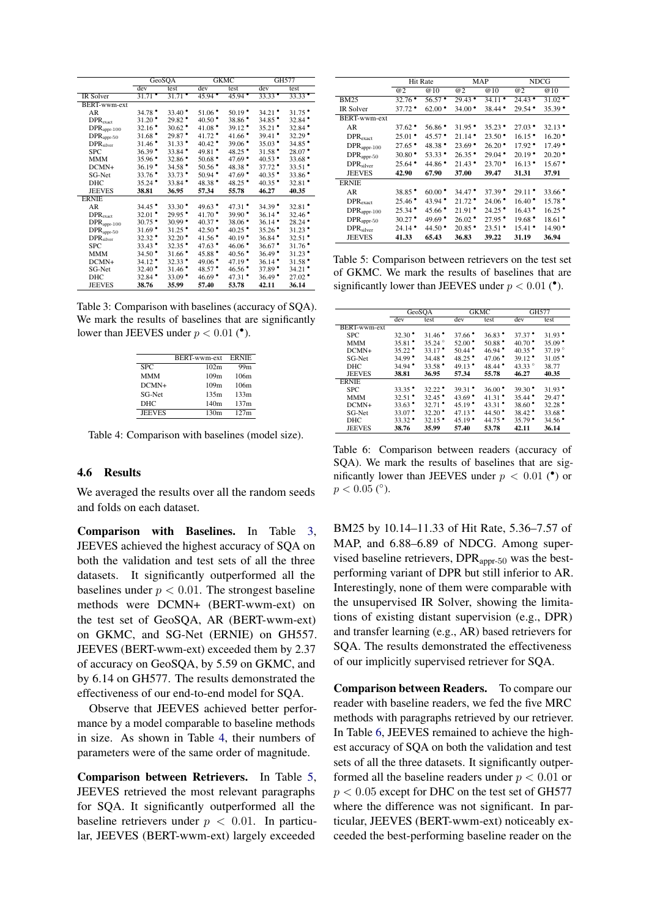| | GeoSQA | | GKMC | | GH577 | |
|---|---|---|---|---|---|---|
| | dev | test | dev | test | dev | test |
| IR Solver | 31.71 • | 31.71 • | 45.94 • | 45.94 • | 33.33 • | 33.33 • |
| BERT-wwm-ext | | | | | | |
| AR | 34.78 • | 33.40 • | 51.06 • | 50.19 • | 34.21 • | 31.75 • |
| $DPR_{exact}$ | 31.20 • | 29.82 • | 40.50 • | 38.86 • | 34.85 • | 32.84 • |
| $DPR_{appr\text{-}100}$ | 32.16 • | 30.62 • | 41.08 • | 39.12 • | 35.21 • | 32.84 • |
| $DPR_{appr\text{-}50}$ | 31.68 • | 29.87 • | 41.72 • | 41.66 • | 39.41 • | 32.29 • |
| $DPR_{silver}$ | 31.46 • | 31.33 • | 40.42 • | 39.06 • | 35.03 • | 34.85 • |
| SPC | 36.39 • | 33.84 • | 49.81 • | 48.25 • | 31.58 • | 28.07 • |
| MMM | 35.96 • | 32.86 • | 50.68 • | 47.69 • | 40.53 • | 33.68 • |
| DCMN+ | 36.19 • | 34.58 • | 50.56 • | 48.38 • | 37.72 • | 33.51 • |
| SG-Net | 33.76 • | 33.73 • | 50.94 • | 47.69 • | 40.35 • | 33.86 • |
| DHC | 35.24 • | 33.84 • | 48.38 • | 48.25 • | 40.35 • | 32.81 • |
| JEEVES | **38.81** | **36.95** | **57.34** | **55.78** | **46.27** | **40.35** |
| ERNIE | | | | | | |
| AR | 34.45 • | 33.30 • | 49.63 • | 47.31 • | 34.39 • | 32.81 • |
| $DPR_{exact}$ | 32.01 • | 29.95 • | 41.70 • | 39.90 • | 36.14 • | 32.46 • |
| $DPR_{appr\text{-}100}$ | 30.75 • | 30.99 • | 40.37 • | 38.06 • | 36.14 • | 28.24 • |
| $DPR_{appr\text{-}50}$ | 31.69 • | 31.25 • | 42.50 • | 40.25 • | 35.26 • | 31.23 • |
| $DPR_{silver}$ | 32.32 • | 32.20 • | 41.56 • | 40.19 • | 36.84 • | 32.51 • |
| SPC | 33.43 • | 32.35 • | 47.63 • | 46.06 • | 36.67 • | 31.76 • |
| MMM | 34.50 • | 31.66 • | 45.88 • | 40.56 • | 36.49 • | 31.23 • |
| DCMN+ | 34.12 • | 32.33 • | 49.06 • | 47.19 • | 36.14 • | 31.58 • |
| SG-Net | 32.40 • | 31.46 • | 48.57 • | 46.56 • | 37.89 • | 34.21 • |
| DHC | 32.84 • | 33.09 • | 46.69 • | 47.31 • | 36.49 • | 27.02 • |
| JEEVES | **38.76** | **35.99** | **57.40** | **53.78** | **42.11** | **36.14** |

Table 3: Comparison with baselines (accuracy of SQA). We mark the results of baselines that are significantly lower than JEEVES under $p < 0.01$ (•).

| | BERT-wwm-ext | ERNIE |
|---|---|---|
| SPC | 102m | 99m |
| MMM | 109m | 106m |
| DCMN+ | 109m | 106m |
| SG-Net | 135m | 133m |
| DHC | 140m | 137m |
| JEEVES | 130m | 127m |

Table 4: Comparison with baselines (model size).

### 4.6 Results

We averaged the results over all the random seeds and folds on each dataset.

**Comparison with Baselines.** In Table 3, JEEVES achieved the highest accuracy of SQA on both the validation and test sets of all the three datasets. It significantly outperformed all the baselines under $p < 0.01$. The strongest baseline methods were DCMN+ (BERT-wwm-ext) on the test set of GeoSQA, AR (BERT-wwm-ext) on GKMC, and SG-Net (ERNIE) on GH557. JEEVES (BERT-wwm-ext) exceeded them by 2.37 of accuracy on GeoSQA, by 5.59 on GKMC, and by 6.14 on GH577. The results demonstrated the effectiveness of our end-to-end model for SQA.

Observe that JEEVES achieved better performance by a model comparable to baseline methods in size. As shown in Table 4, their numbers of parameters were of the same order of magnitude.

**Comparison between Retrievers.** In Table 5, JEEVES retrieved the most relevant paragraphs for SQA. It significantly outperformed all the baseline retrievers under $p < 0.01$. In particular, JEEVES (BERT-wwm-ext) largely exceeded BM25 by 10.14–11.33 of Hit Rate, 5.36–7.57 of MAP, and 6.88–6.89 of NDCG. Among supervised baseline retrievers, $DPR_{appr\text{-}50}$ was the best-performing variant of DPR but still inferior to AR. Interestingly, none of them were comparable with the unsupervised IR Solver, showing the limitations of existing distant supervision (e.g., DPR) and transfer learning (e.g., AR) based retrievers for SQA. The results demonstrated the effectiveness of our implicitly supervised retriever for SQA.

| | Hit Rate | | MAP | | NDCG | |
|---|---|---|---|---|---|---|
| | @2 | @10 | @2 | @10 | @2 | @10 |
| BM25 | 32.76 • | 56.57 • | 29.43 • | 34.11 • | 24.43 • | 31.02 • |
| IR Solver | 37.72 • | 62.00 • | 34.00 • | 38.44 • | 29.54 • | 35.39 • |
| BERT-wwm-ext | | | | | | |
| AR | 37.62 • | 56.86 • | 31.95 • | 35.23 • | 27.03 • | 32.13 • |
| $DPR_{exact}$ | 25.01 • | 45.57 • | 21.14 • | 23.50 • | 16.15 • | 16.20 • |
| $DPR_{appr\text{-}100}$ | 27.65 • | 48.38 • | 23.69 • | 26.20 • | 17.92 • | 17.49 • |
| $DPR_{appr\text{-}50}$ | 30.80 • | 53.33 • | 26.35 • | 29.04 • | 20.19 • | 20.20 • |
| $DPR_{silver}$ | 25.64 • | 44.86 • | 21.43 • | 23.70 • | 16.13 • | 15.67 • |
| JEEVES | **42.90** | **67.90** | **37.00** | **39.47** | **31.31** | **37.91** |
| ERNIE | | | | | | |
| AR | 38.85 • | 60.00 • | 34.47 • | 37.39 • | 29.11 • | 33.66 • |
| $DPR_{exact}$ | 25.46 • | 43.94 • | 21.72 • | 24.06 • | 16.40 • | 15.78 • |
| $DPR_{appr\text{-}100}$ | 25.34 • | 45.66 • | 21.91 • | 24.25 • | 16.43 • | 16.25 • |
| $DPR_{appr\text{-}50}$ | 30.27 • | 49.69 • | 26.02 • | 27.95 • | 19.68 • | 18.61 • |
| $DPR_{silver}$ | 24.14 • | 44.50 • | 20.85 • | 23.51 • | 15.41 • | 14.90 • |
| JEEVES | **41.33** | **65.43** | **36.83** | **39.22** | **31.19** | **36.94** |

Table 5: Comparison between retrievers on the test set of GKMC. We mark the results of baselines that are significantly lower than JEEVES under $p < 0.01$ (•).

| | GeoSQA | | GKMC | | GH577 | |
|---|---|---|---|---|---|---|
| | dev | test | dev | test | dev | test |
| BERT-wwm-ext | | | | | | |
| SPC | 32.30 • | 31.46 • | 37.66 • | 36.83 • | 37.37 • | 31.93 • |
| MMM | 35.81 • | 35.24 ° | 52.00 • | 50.88 • | 40.70 • | 35.09 • |
| DCMN+ | 35.22 • | 33.17 • | 50.44 • | 46.94 • | 40.35 • | 37.19 ° |
| SG-Net | 34.99 • | 34.48 • | 48.25 • | 47.06 • | 39.12 • | 31.05 • |
| DHC | 34.94 • | 33.58 • | 49.13 • | 48.44 • | 43.33 ° | 38.77 |
| JEEVES | **38.81** | **36.95** | **57.34** | **55.78** | **46.27** | **40.35** |
| ERNIE | | | | | | |
| SPC | 33.35 • | 32.22 • | 39.31 • | 36.00 • | 39.30 • | 31.93 • |
| MMM | 32.51 • | 32.45 • | 43.69 • | 41.31 • | 35.44 • | 29.47 • |
| DCMN+ | 33.63 • | 32.71 • | 45.19 • | 43.31 • | 38.60 • | 32.28 • |
| SG-Net | 33.07 • | 32.20 • | 47.13 • | 44.50 • | 38.42 • | 33.68 • |
| DHC | 33.32 • | 32.15 • | 45.19 • | 44.75 • | 35.79 • | 34.56 • |
| JEEVES | **38.76** | **35.99** | **57.40** | **53.78** | **42.11** | **36.14** |

Table 6: Comparison between readers (accuracy of SQA). We mark the results of baselines that are significantly lower than JEEVES under $p < 0.01$ (•) or $p < 0.05$ (°).

**Comparison between Readers.** To compare our reader with baseline readers, we fed the five MRC methods with paragraphs retrieved by our retriever. In Table 6, JEEVES remained to achieve the highest accuracy of SQA on both the validation and test sets of all the three datasets. It significantly outperformed all the baseline readers under $p < 0.01$ or $p < 0.05$ except for DHC on the test set of GH577 where the difference was not significant. In particular, JEEVES (BERT-wwm-ext) noticeably exceeded the best-performing baseline reader on the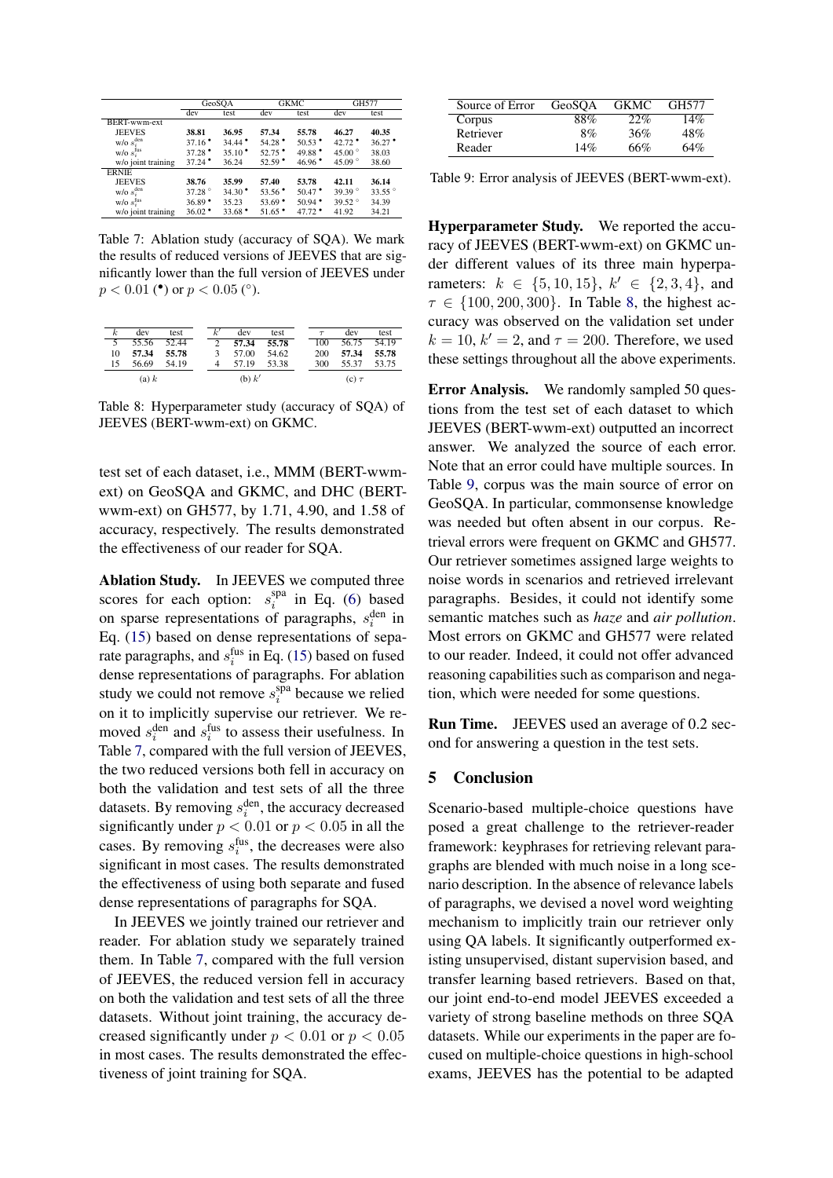| | GeoSQA | | GKMC | | GH577 | |
|---|---|---|---|---|---|---|
| | dev | test | dev | test | dev | test |
| BERT-wwm-ext | | | | | | |
| JEEVES | **38.81** | **36.95** | **57.34** | **55.78** | **46.27** | **40.35** |
| w/o $s_i^{\text{den}}$ | 37.16 • | 34.44 • | 54.28 • | 50.53 • | 42.72 • | 36.27 • |
| w/o $s_i^{\text{fus}}$ | 37.28 • | 35.10 • | 52.75 • | 49.88 • | 45.00 ◦ | 38.03 |
| w/o joint training | 37.24 • | 36.24 | 52.59 • | 46.96 • | 45.09 ◦ | 38.60 |
| ERNIE | | | | | | |
| JEEVES | **38.76** | **35.99** | **57.40** | **53.78** | **42.11** | **36.14** |
| w/o $s_i^{\text{den}}$ | 37.28 ◦ | 34.30 • | 53.56 • | 50.47 • | 39.39 ◦ | 33.55 ◦ |
| w/o $s_i^{\text{fus}}$ | 36.89 • | 35.23 | 53.69 • | 50.94 • | 39.52 ◦ | 34.39 |
| w/o joint training | 36.02 • | 33.68 • | 51.65 • | 47.72 • | 41.92 | 34.21 |

Table 7: Ablation study (accuracy of SQA). We mark the results of reduced versions of JEEVES that are significantly lower than the full version of JEEVES under $p < 0.01$ (•) or $p < 0.05$ (◦).

(a) $k$

| $k$ | dev | test |
|---|---|---|
| 5 | 55.56 | 52.44 |
| 10 | **57.34** | **55.78** |
| 15 | 56.69 | 54.19 |

(b) $k'$

| $k'$ | dev | test |
|---|---|---|
| 2 | **57.34** | **55.78** |
| 3 | 57.00 | 54.62 |
| 4 | 57.19 | 53.38 |

(c) $\tau$

| $\tau$ | dev | test |
|---|---|---|
| 100 | 56.75 | 54.19 |
| 200 | **57.34** | **55.78** |
| 300 | 55.37 | 53.75 |

Table 8: Hyperparameter study (accuracy of SQA) of JEEVES (BERT-wwm-ext) on GKMC.

test set of each dataset, i.e., MMM (BERT-wwm-ext) on GeoSQA and GKMC, and DHC (BERT-wwm-ext) on GH577, by 1.71, 4.90, and 1.58 of accuracy, respectively. The results demonstrated the effectiveness of our reader for SQA.

**Ablation Study.** In JEEVES we computed three scores for each option: $s_i^{\text{spa}}$ in Eq. (6) based on sparse representations of paragraphs, $s_i^{\text{den}}$ in Eq. (15) based on dense representations of separate paragraphs, and $s_i^{\text{fus}}$ in Eq. (15) based on fused dense representations of paragraphs. For ablation study we could not remove $s_i^{\text{spa}}$ because we relied on it to implicitly supervise our retriever. We removed $s_i^{\text{den}}$ and $s_i^{\text{fus}}$ to assess their usefulness. In Table 7, compared with the full version of JEEVES, the two reduced versions both fell in accuracy on both the validation and test sets of all the three datasets. By removing $s_i^{\text{den}}$, the accuracy decreased significantly under $p < 0.01$ or $p < 0.05$ in all the cases. By removing $s_i^{\text{fus}}$, the decreases were also significant in most cases. The results demonstrated the effectiveness of using both separate and fused dense representations of paragraphs for SQA.

In JEEVES we jointly trained our retriever and reader. For ablation study we separately trained them. In Table 7, compared with the full version of JEEVES, the reduced version fell in accuracy on both the validation and test sets of all the three datasets. Without joint training, the accuracy decreased significantly under $p < 0.01$ or $p < 0.05$ in most cases. The results demonstrated the effectiveness of joint training for SQA.

| Source of Error | GeoSQA | GKMC | GH577 |
|---|---|---|---|
| Corpus | 88% | 22% | 14% |
| Retriever | 8% | 36% | 48% |
| Reader | 14% | 66% | 64% |

Table 9: Error analysis of JEEVES (BERT-wwm-ext).

**Hyperparameter Study.** We reported the accuracy of JEEVES (BERT-wwm-ext) on GKMC under different values of its three main hyperparameters: $k \in \{5, 10, 15\}$, $k' \in \{2, 3, 4\}$, and $\tau \in \{100, 200, 300\}$. In Table 8, the highest accuracy was observed on the validation set under $k = 10$, $k' = 2$, and $\tau = 200$. Therefore, we used these settings throughout all the above experiments.

**Error Analysis.** We randomly sampled 50 questions from the test set of each dataset to which JEEVES (BERT-wwm-ext) outputted an incorrect answer. We analyzed the source of each error. Note that an error could have multiple sources. In Table 9, corpus was the main source of error on GeoSQA. In particular, commonsense knowledge was needed but often absent in our corpus. Retrieval errors were frequent on GKMC and GH577. Our retriever sometimes assigned large weights to noise words in scenarios and retrieved irrelevant paragraphs. Besides, it could not identify some semantic matches such as *haze* and *air pollution*. Most errors on GKMC and GH577 were related to our reader. Indeed, it could not offer advanced reasoning capabilities such as comparison and negation, which were needed for some questions.

**Run Time.** JEEVES used an average of 0.2 second for answering a question in the test sets.

## 5 Conclusion

Scenario-based multiple-choice questions have posed a great challenge to the retriever-reader framework: keyphrases for retrieving relevant paragraphs are blended with much noise in a long scenario description. In the absence of relevance labels of paragraphs, we devised a novel word weighting mechanism to implicitly train our retriever only using QA labels. It significantly outperformed existing unsupervised, distant supervision based, and transfer learning based retrievers. Based on that, our joint end-to-end model JEEVES exceeded a variety of strong baseline methods on three SQA datasets. While our experiments in the paper are focused on multiple-choice questions in high-school exams, JEEVES has the potential to be adapted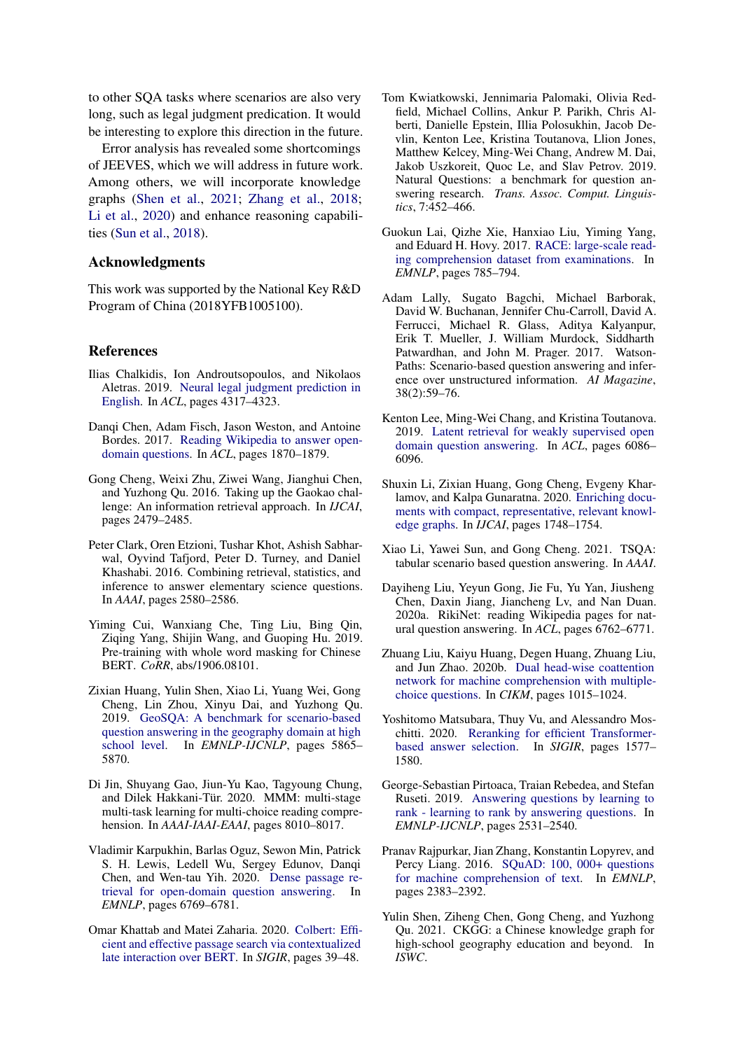to other SQA tasks where scenarios are also very long, such as legal judgment predication. It would be interesting to explore this direction in the future.

Error analysis has revealed some shortcomings of JEEVES, which we will address in future work. Among others, we will incorporate knowledge graphs (Shen et al., 2021; Zhang et al., 2018; Li et al., 2020) and enhance reasoning capabilities (Sun et al., 2018).

## Acknowledgments

This work was supported by the National Key R&D Program of China (2018YFB1005100).

## References

Ilias Chalkidis, Ion Androutsopoulos, and Nikolaos Aletras. 2019. Neural legal judgment prediction in English. In *ACL*, pages 4317–4323.

Danqi Chen, Adam Fisch, Jason Weston, and Antoine Bordes. 2017. Reading Wikipedia to answer open-domain questions. In *ACL*, pages 1870–1879.

Gong Cheng, Weixi Zhu, Ziwei Wang, Jianghui Chen, and Yuzhong Qu. 2016. Taking up the Gaokao challenge: An information retrieval approach. In *IJCAI*, pages 2479–2485.

Peter Clark, Oren Etzioni, Tushar Khot, Ashish Sabharwal, Oyvind Tafjord, Peter D. Turney, and Daniel Khashabi. 2016. Combining retrieval, statistics, and inference to answer elementary science questions. In *AAAI*, pages 2580–2586.

Yiming Cui, Wanxiang Che, Ting Liu, Bing Qin, Ziqing Yang, Shijin Wang, and Guoping Hu. 2019. Pre-training with whole word masking for Chinese BERT. *CoRR*, abs/1906.08101.

Zixian Huang, Yulin Shen, Xiao Li, Yuang Wei, Gong Cheng, Lin Zhou, Xinyu Dai, and Yuzhong Qu. 2019. GeoSQA: A benchmark for scenario-based question answering in the geography domain at high school level. In *EMNLP-IJCNLP*, pages 5865–5870.

Di Jin, Shuyang Gao, Jiun-Yu Kao, Tagyoung Chung, and Dilek Hakkani-Tür. 2020. MMM: multi-stage multi-task learning for multi-choice reading comprehension. In *AAAI-IAAI-EAAI*, pages 8010–8017.

Vladimir Karpukhin, Barlas Oguz, Sewon Min, Patrick S. H. Lewis, Ledell Wu, Sergey Edunov, Danqi Chen, and Wen-tau Yih. 2020. Dense passage retrieval for open-domain question answering. In *EMNLP*, pages 6769–6781.

Omar Khattab and Matei Zaharia. 2020. Colbert: Efficient and effective passage search via contextualized late interaction over BERT. In *SIGIR*, pages 39–48.

Tom Kwiatkowski, Jennimaria Palomaki, Olivia Redfield, Michael Collins, Ankur P. Parikh, Chris Alberti, Danielle Epstein, Illia Polosukhin, Jacob Devlin, Kenton Lee, Kristina Toutanova, Llion Jones, Matthew Kelcey, Ming-Wei Chang, Andrew M. Dai, Jakob Uszkoreit, Quoc Le, and Slav Petrov. 2019. Natural Questions: a benchmark for question answering research. *Trans. Assoc. Comput. Linguistics*, 7:452–466.

Guokun Lai, Qizhe Xie, Hanxiao Liu, Yiming Yang, and Eduard H. Hovy. 2017. RACE: large-scale reading comprehension dataset from examinations. In *EMNLP*, pages 785–794.

Adam Lally, Sugato Bagchi, Michael Barborak, David W. Buchanan, Jennifer Chu-Carroll, David A. Ferrucci, Michael R. Glass, Aditya Kalyanpur, Erik T. Mueller, J. William Murdock, Siddharth Patwardhan, and John M. Prager. 2017. WatsonPaths: Scenario-based question answering and inference over unstructured information. *AI Magazine*, 38(2):59–76.

Kenton Lee, Ming-Wei Chang, and Kristina Toutanova. 2019. Latent retrieval for weakly supervised open domain question answering. In *ACL*, pages 6086–6096.

Shuxin Li, Zixian Huang, Gong Cheng, Evgeny Kharlamov, and Kalpa Gunaratna. 2020. Enriching documents with compact, representative, relevant knowledge graphs. In *IJCAI*, pages 1748–1754.

Xiao Li, Yawei Sun, and Gong Cheng. 2021. TSQA: tabular scenario based question answering. In *AAAI*.

Dayiheng Liu, Yeyun Gong, Jie Fu, Yu Yan, Jiusheng Chen, Daxin Jiang, Jiancheng Lv, and Nan Duan. 2020a. RikiNet: reading Wikipedia pages for natural question answering. In *ACL*, pages 6762–6771.

Zhuang Liu, Kaiyu Huang, Degen Huang, Zhuang Liu, and Jun Zhao. 2020b. Dual head-wise coattention network for machine comprehension with multiple-choice questions. In *CIKM*, pages 1015–1024.

Yoshitomo Matsubara, Thuy Vu, and Alessandro Moschitti. 2020. Reranking for efficient Transformer-based answer selection. In *SIGIR*, pages 1577–1580.

George-Sebastian Pirtoaca, Traian Rebedea, and Stefan Ruseti. 2019. Answering questions by learning to rank - learning to rank by answering questions. In *EMNLP-IJCNLP*, pages 2531–2540.

Pranav Rajpurkar, Jian Zhang, Konstantin Lopyrev, and Percy Liang. 2016. SQuAD: 100, 000+ questions for machine comprehension of text. In *EMNLP*, pages 2383–2392.

Yulin Shen, Ziheng Chen, Gong Cheng, and Yuzhong Qu. 2021. CKGG: a Chinese knowledge graph for high-school geography education and beyond. In *ISWC*.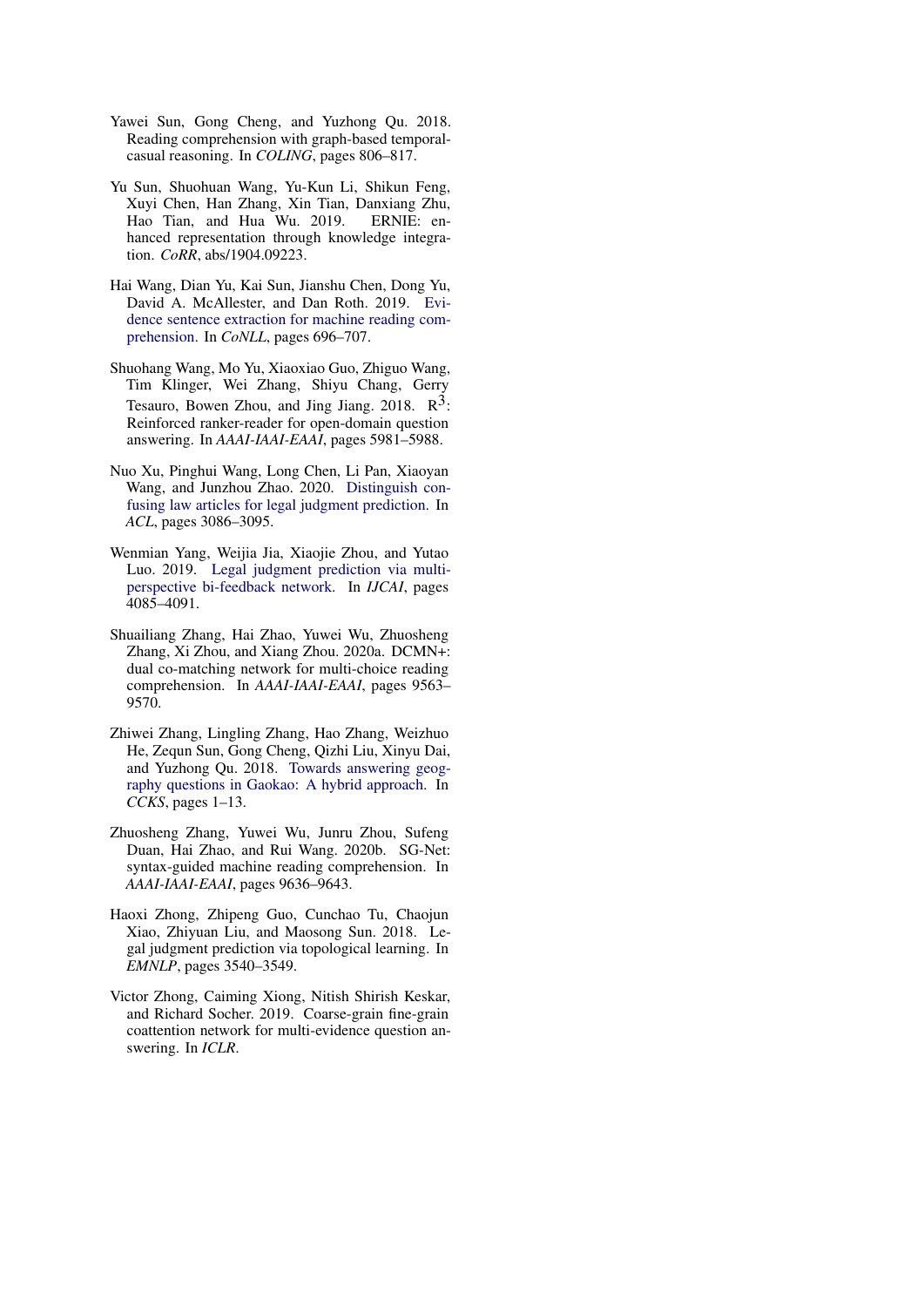Yawei Sun, Gong Cheng, and Yuzhong Qu. 2018. Reading comprehension with graph-based temporal-casual reasoning. In *COLING*, pages 806–817.

Yu Sun, Shuohuan Wang, Yu-Kun Li, Shikun Feng, Xuyi Chen, Han Zhang, Xin Tian, Danxiang Zhu, Hao Tian, and Hua Wu. 2019. ERNIE: enhanced representation through knowledge integration. *CoRR*, abs/1904.09223.

Hai Wang, Dian Yu, Kai Sun, Jianshu Chen, Dong Yu, David A. McAllester, and Dan Roth. 2019. Evidence sentence extraction for machine reading comprehension. In *CoNLL*, pages 696–707.

Shuohang Wang, Mo Yu, Xiaoxiao Guo, Zhiguo Wang, Tim Klinger, Wei Zhang, Shiyu Chang, Gerry Tesauro, Bowen Zhou, and Jing Jiang. 2018. $R^3$: Reinforced ranker-reader for open-domain question answering. In *AAAI-IAAI-EAAI*, pages 5981–5988.

Nuo Xu, Pinghui Wang, Long Chen, Li Pan, Xiaoyan Wang, and Junzhou Zhao. 2020. Distinguish confusing law articles for legal judgment prediction. In *ACL*, pages 3086–3095.

Wenmian Yang, Weijia Jia, Xiaojie Zhou, and Yutao Luo. 2019. Legal judgment prediction via multi-perspective bi-feedback network. In *IJCAI*, pages 4085–4091.

Shuailiang Zhang, Hai Zhao, Yuwei Wu, Zhuosheng Zhang, Xi Zhou, and Xiang Zhou. 2020a. DCMN+: dual co-matching network for multi-choice reading comprehension. In *AAAI-IAAI-EAAI*, pages 9563–9570.

Zhiwei Zhang, Lingling Zhang, Hao Zhang, Weizhuo He, Zequn Sun, Gong Cheng, Qizhi Liu, Xinyu Dai, and Yuzhong Qu. 2018. Towards answering geography questions in Gaokao: A hybrid approach. In *CCKS*, pages 1–13.

Zhuosheng Zhang, Yuwei Wu, Junru Zhou, Sufeng Duan, Hai Zhao, and Rui Wang. 2020b. SG-Net: syntax-guided machine reading comprehension. In *AAAI-IAAI-EAAI*, pages 9636–9643.

Haoxi Zhong, Zhipeng Guo, Cunchao Tu, Chaojun Xiao, Zhiyuan Liu, and Maosong Sun. 2018. Legal judgment prediction via topological learning. In *EMNLP*, pages 3540–3549.

Victor Zhong, Caiming Xiong, Nitish Shirish Keskar, and Richard Socher. 2019. Coarse-grain fine-grain coattention network for multi-evidence question answering. In *ICLR*.